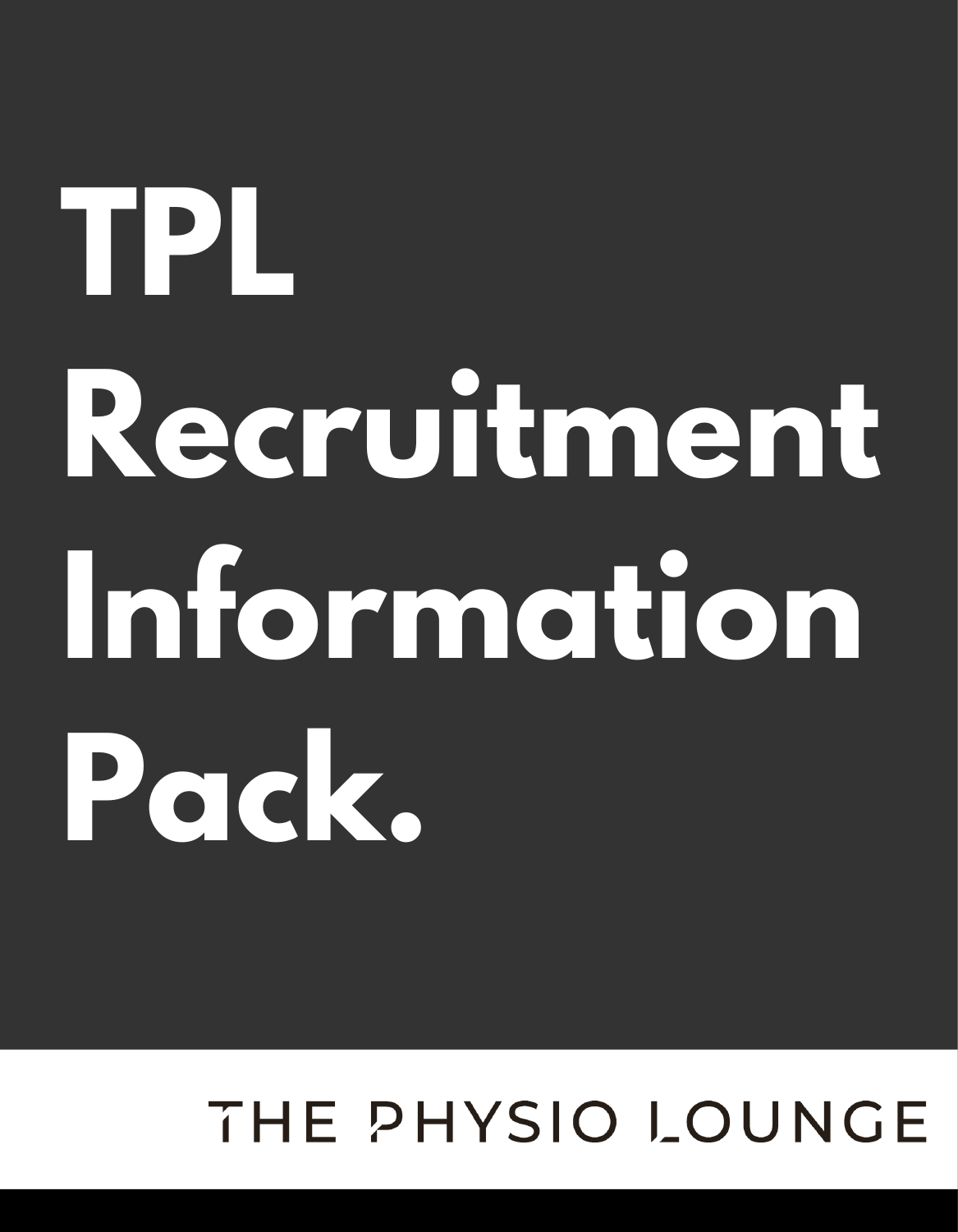# TPL Recruitment Information Pack.

THE PHYSIO LOUNGE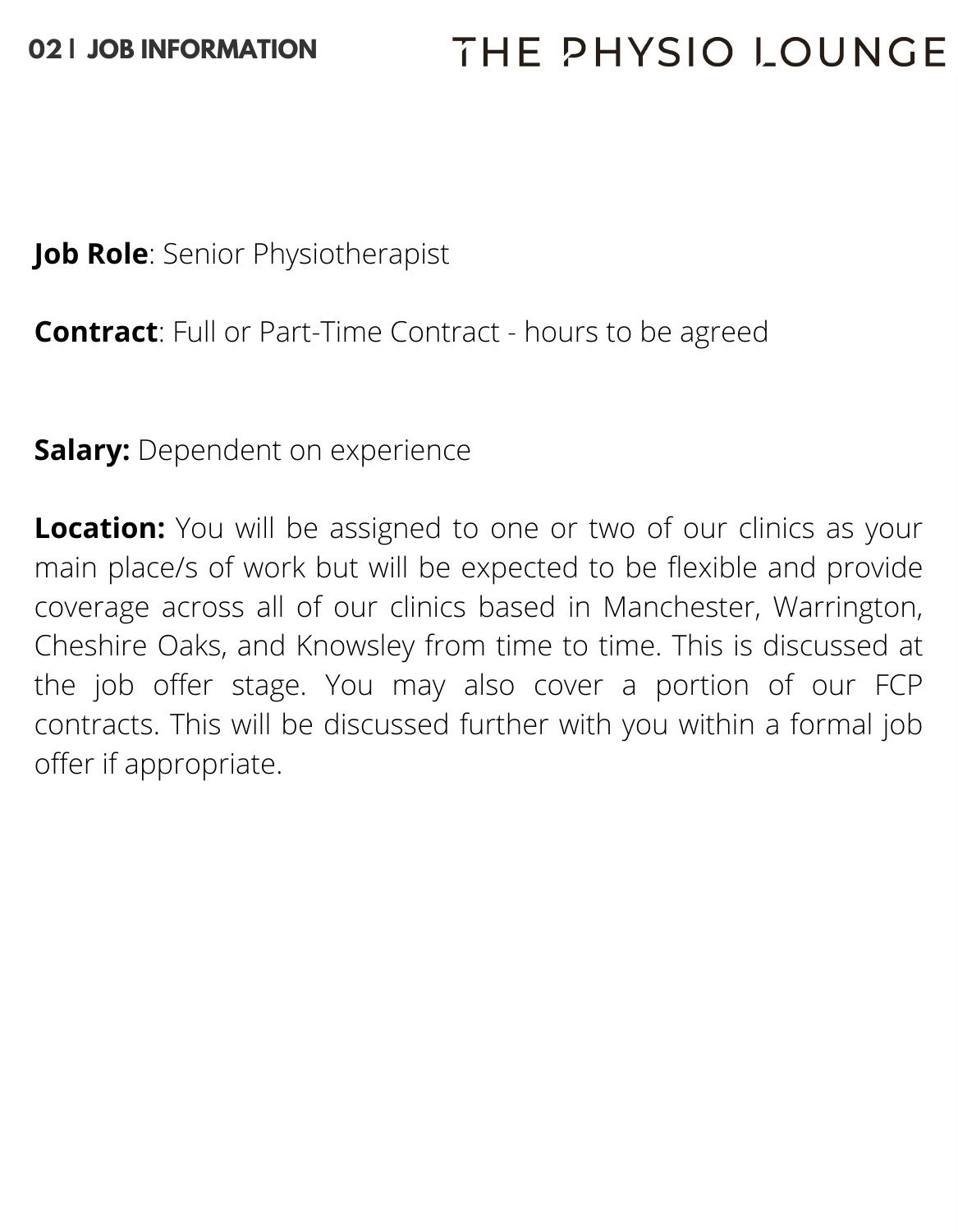## 02 | JOB INFORMATION

**Job Role**: Senior Physiotherapist

**Contract**: Full or Part-Time Contract - hours to be agreed

**Salary:** Dependent on experience

**Location:** You will be assigned to one or two of our clinics as your main place/s of work but will be expected to be flexible and provide coverage across all of our clinics based in Manchester, Warrington, Cheshire Oaks, and Knowsley from time to time. This is discussed at the job offer stage. You may also cover a portion of our FCP contracts. This will be discussed further with you within a formal job offer if appropriate.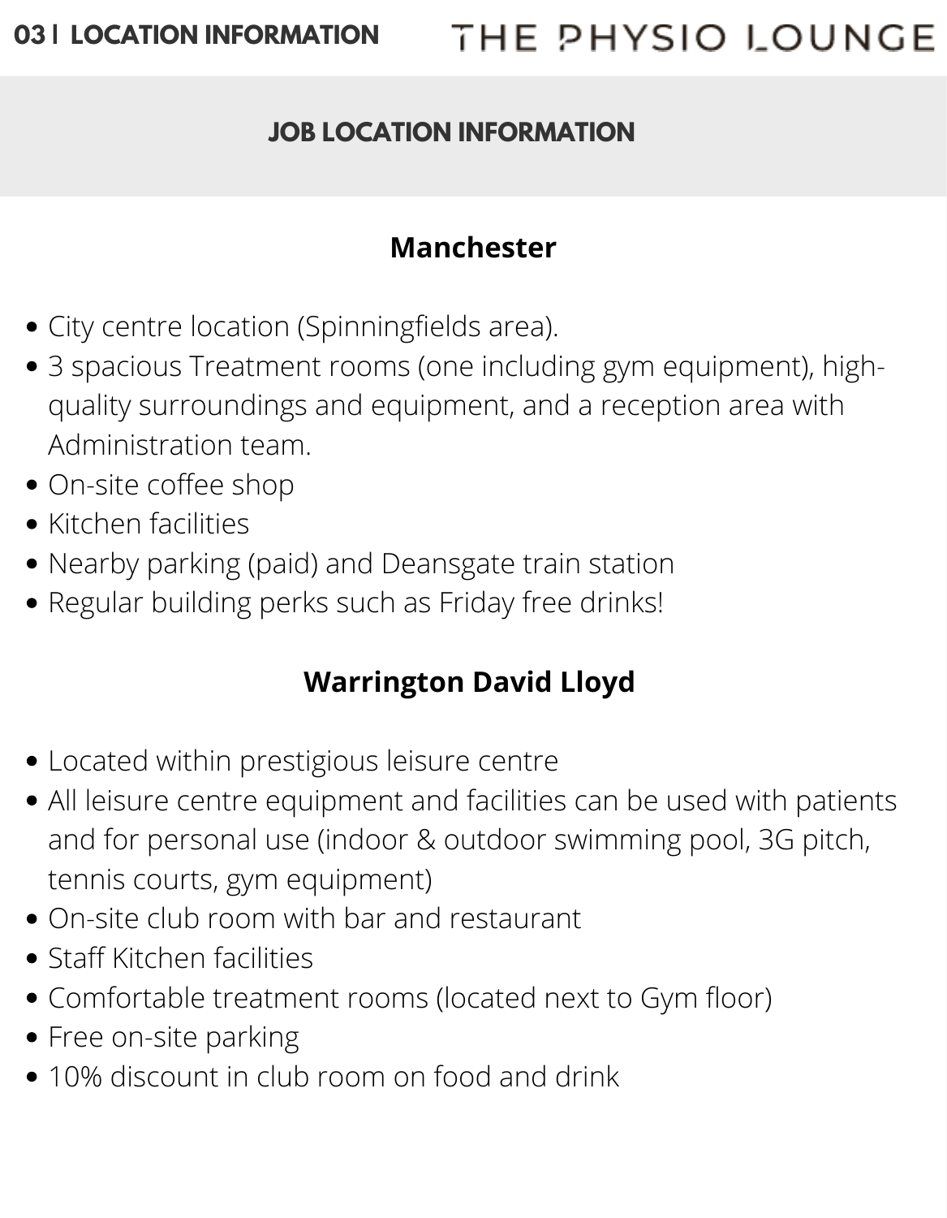# JOB LOCATION INFORMATION

## Manchester

- City centre location (Spinningfields area).
- 3 spacious Treatment rooms (one including gym equipment), high-quality surroundings and equipment, and a reception area with Administration team.
- On-site coffee shop
- Kitchen facilities
- Nearby parking (paid) and Deansgate train station
- Regular building perks such as Friday free drinks!

## Warrington David Lloyd

- Located within prestigious leisure centre
- All leisure centre equipment and facilities can be used with patients and for personal use (indoor & outdoor swimming pool, 3G pitch, tennis courts, gym equipment)
- On-site club room with bar and restaurant
- Staff Kitchen facilities
- Comfortable treatment rooms (located next to Gym floor)
- Free on-site parking
- 10% discount in club room on food and drink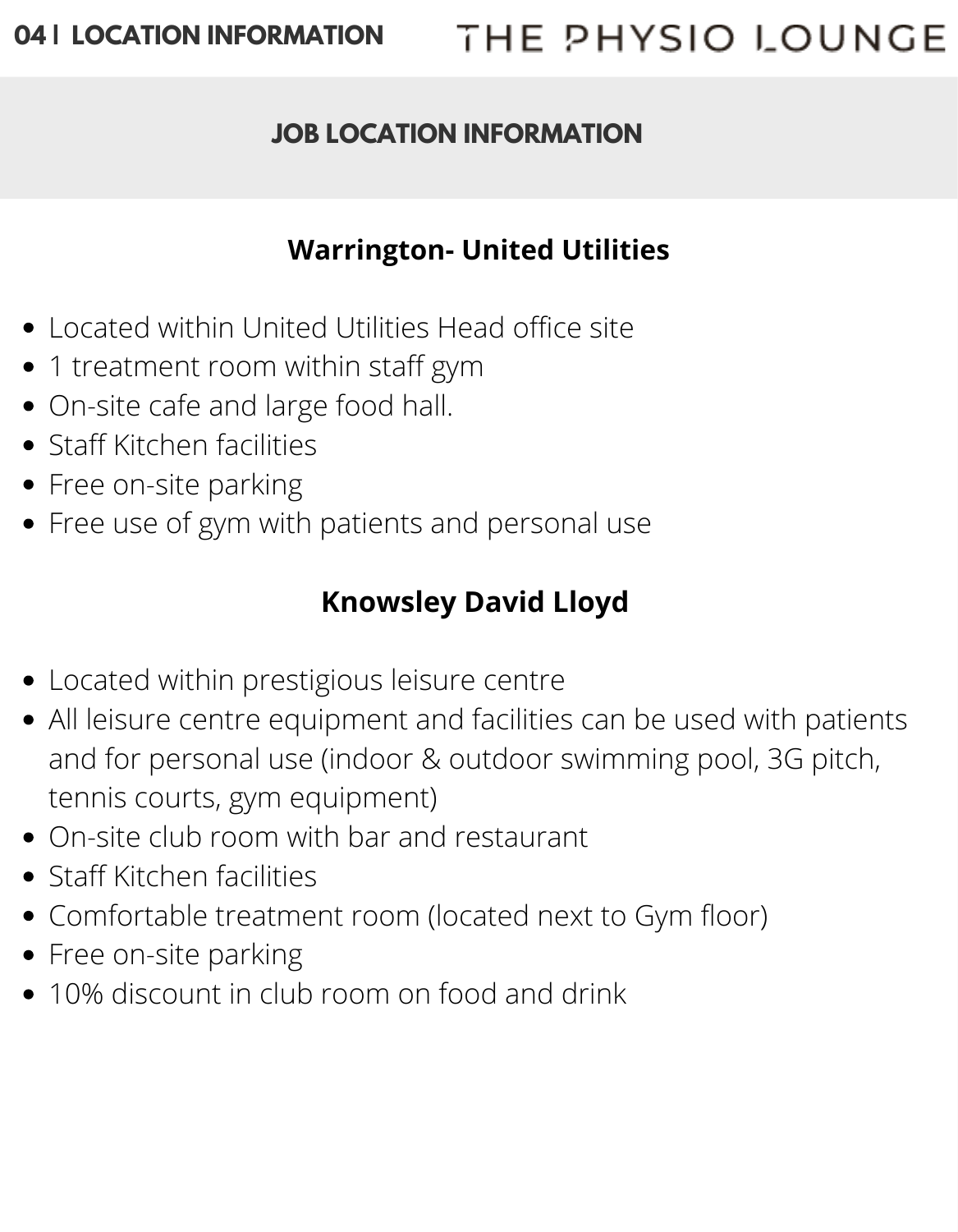## JOB LOCATION INFORMATION

### Warrington- United Utilities

- Located within United Utilities Head office site
- 1 treatment room within staff gym
- On-site cafe and large food hall.
- Staff Kitchen facilities
- Free on-site parking
- Free use of gym with patients and personal use

### Knowsley David Lloyd

- Located within prestigious leisure centre
- All leisure centre equipment and facilities can be used with patients and for personal use (indoor & outdoor swimming pool, 3G pitch, tennis courts, gym equipment)
- On-site club room with bar and restaurant
- Staff Kitchen facilities
- Comfortable treatment room (located next to Gym floor)
- Free on-site parking
- 10% discount in club room on food and drink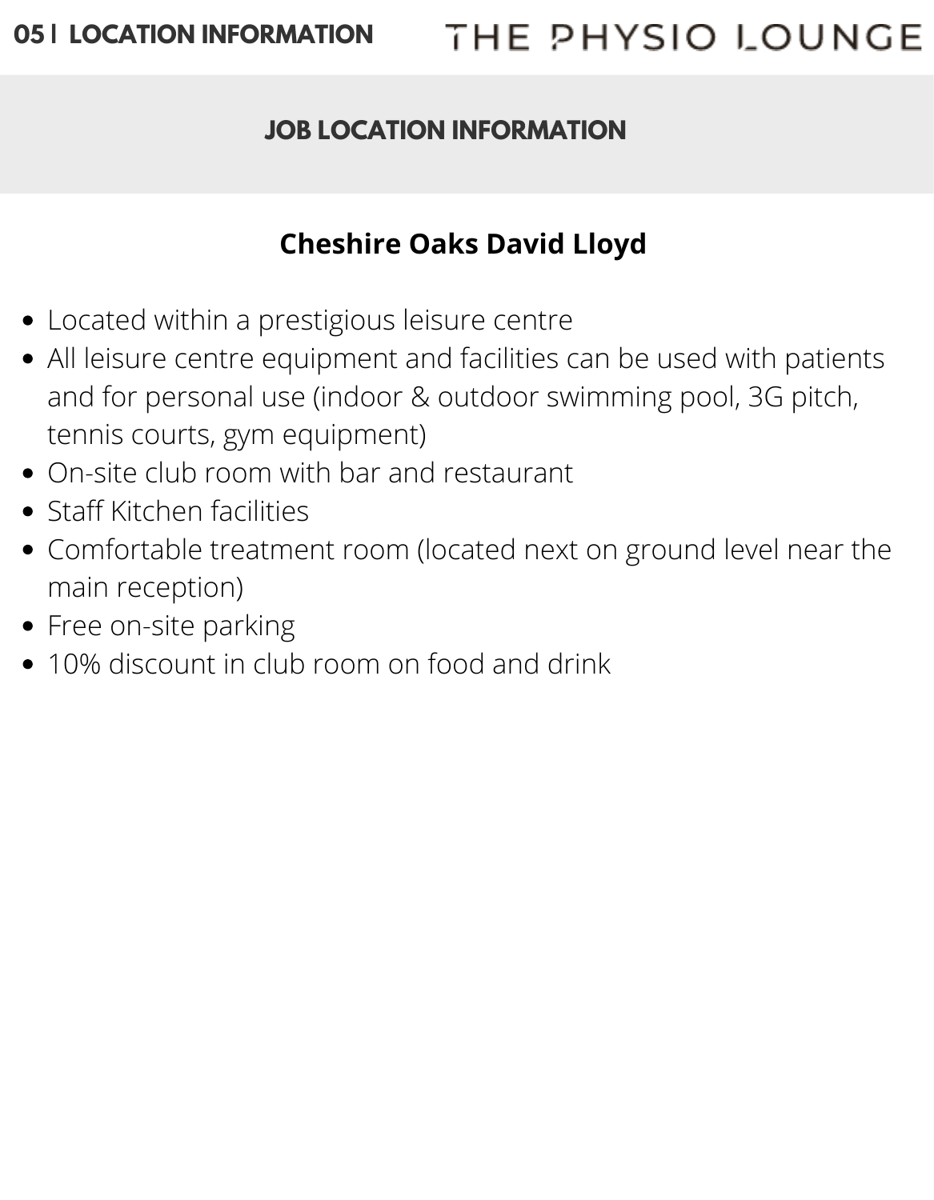## 05 | LOCATION INFORMATION

### JOB LOCATION INFORMATION

### Cheshire Oaks David Lloyd

- Located within a prestigious leisure centre
- All leisure centre equipment and facilities can be used with patients and for personal use (indoor & outdoor swimming pool, 3G pitch, tennis courts, gym equipment)
- On-site club room with bar and restaurant
- Staff Kitchen facilities
- Comfortable treatment room (located next on ground level near the main reception)
- Free on-site parking
- 10% discount in club room on food and drink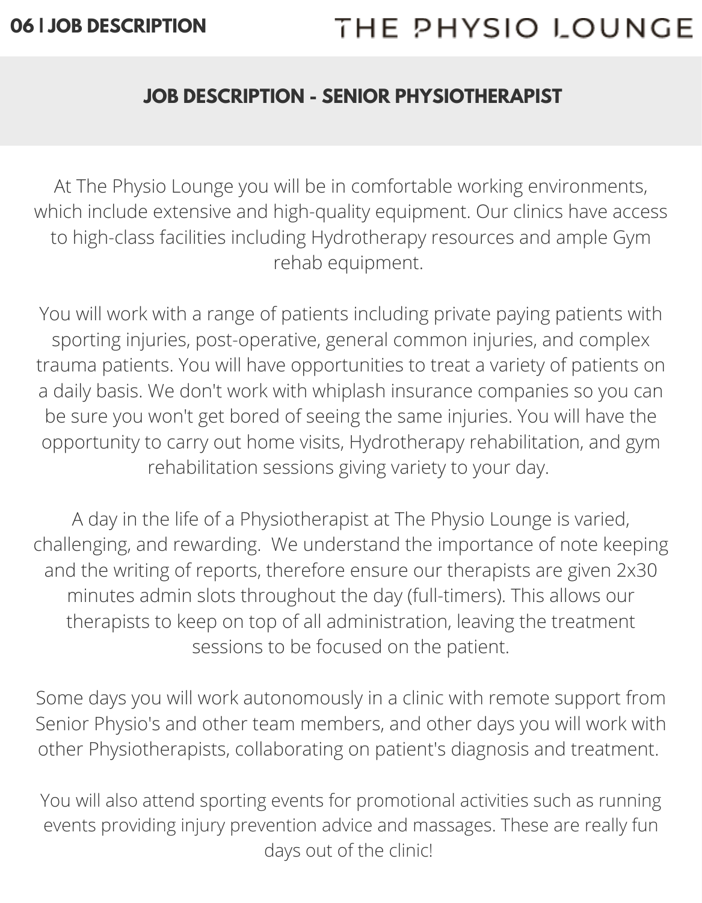# JOB DESCRIPTION - SENIOR PHYSIOTHERAPIST

At The Physio Lounge you will be in comfortable working environments, which include extensive and high-quality equipment. Our clinics have access to high-class facilities including Hydrotherapy resources and ample Gym rehab equipment.

You will work with a range of patients including private paying patients with sporting injuries, post-operative, general common injuries, and complex trauma patients. You will have opportunities to treat a variety of patients on a daily basis. We don't work with whiplash insurance companies so you can be sure you won't get bored of seeing the same injuries. You will have the opportunity to carry out home visits, Hydrotherapy rehabilitation, and gym rehabilitation sessions giving variety to your day.

A day in the life of a Physiotherapist at The Physio Lounge is varied, challenging, and rewarding. We understand the importance of note keeping and the writing of reports, therefore ensure our therapists are given 2x30 minutes admin slots throughout the day (full-timers). This allows our therapists to keep on top of all administration, leaving the treatment sessions to be focused on the patient.

Some days you will work autonomously in a clinic with remote support from Senior Physio's and other team members, and other days you will work with other Physiotherapists, collaborating on patient's diagnosis and treatment.

You will also attend sporting events for promotional activities such as running events providing injury prevention advice and massages. These are really fun days out of the clinic!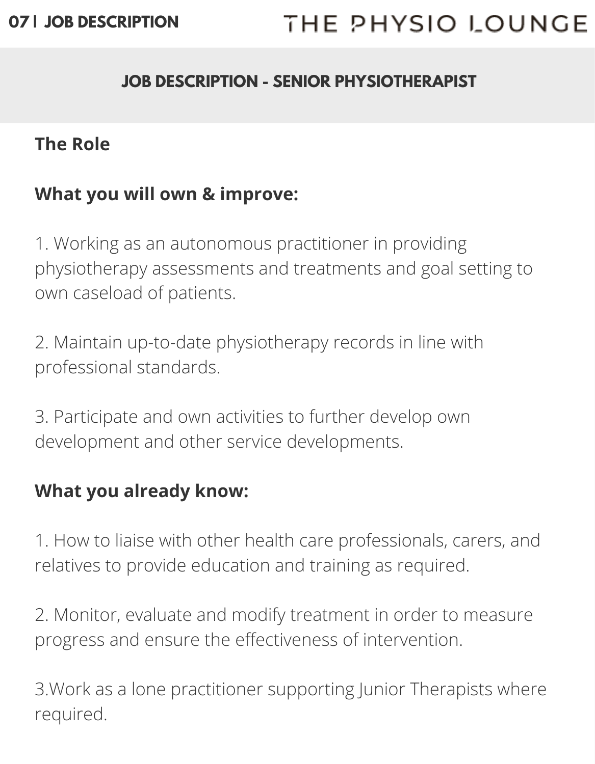## JOB DESCRIPTION - SENIOR PHYSIOTHERAPIST

### The Role

### What you will own & improve:

1. Working as an autonomous practitioner in providing physiotherapy assessments and treatments and goal setting to own caseload of patients.

2. Maintain up-to-date physiotherapy records in line with professional standards.

3. Participate and own activities to further develop own development and other service developments.

### What you already know:

1. How to liaise with other health care professionals, carers, and relatives to provide education and training as required.

2. Monitor, evaluate and modify treatment in order to measure progress and ensure the effectiveness of intervention.

3. Work as a lone practitioner supporting Junior Therapists where required.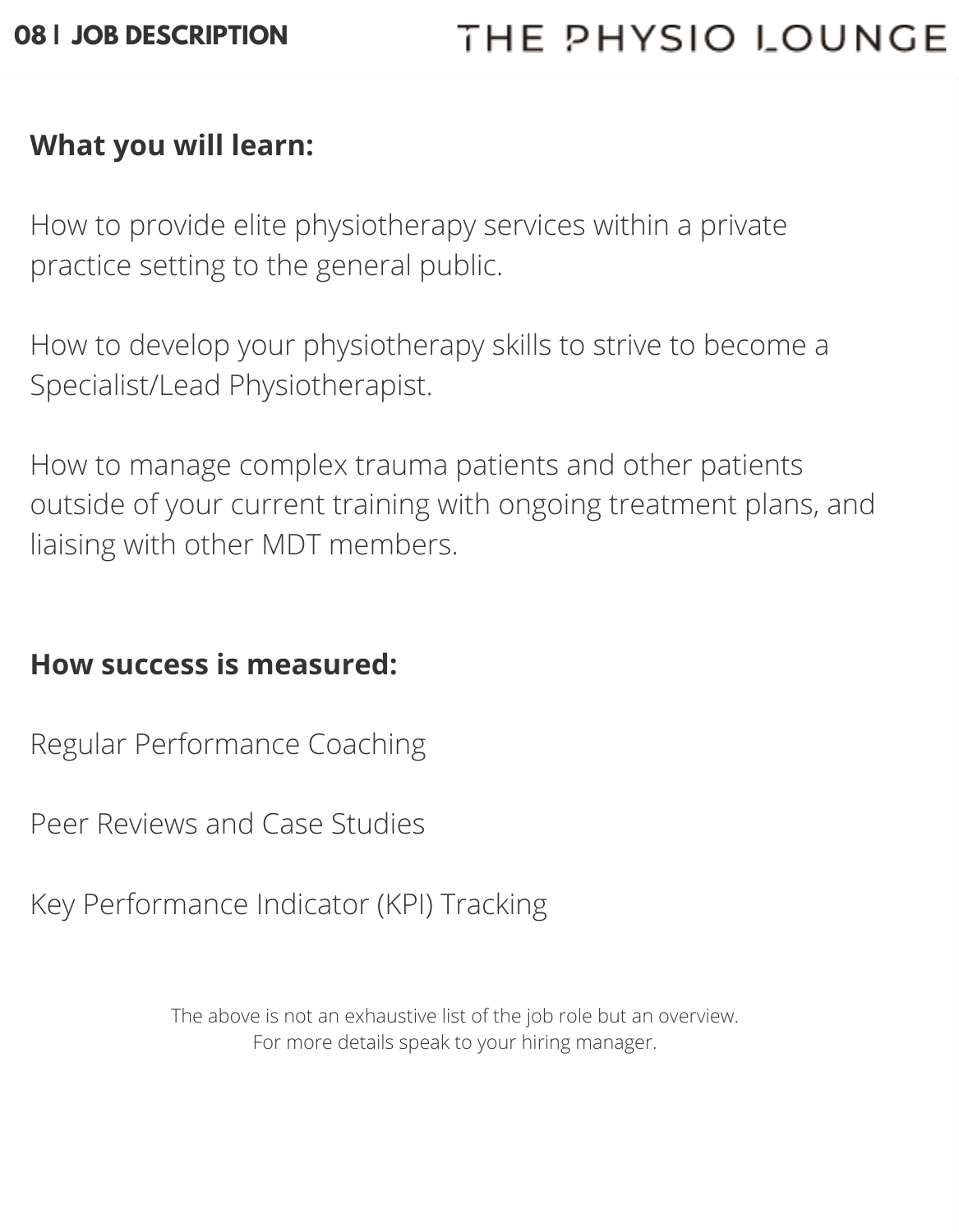**What you will learn:**

How to provide elite physiotherapy services within a private practice setting to the general public.

How to develop your physiotherapy skills to strive to become a Specialist/Lead Physiotherapist.

How to manage complex trauma patients and other patients outside of your current training with ongoing treatment plans, and liaising with other MDT members.

**How success is measured:**

Regular Performance Coaching

Peer Reviews and Case Studies

Key Performance Indicator (KPI) Tracking

The above is not an exhaustive list of the job role but an overview.
For more details speak to your hiring manager.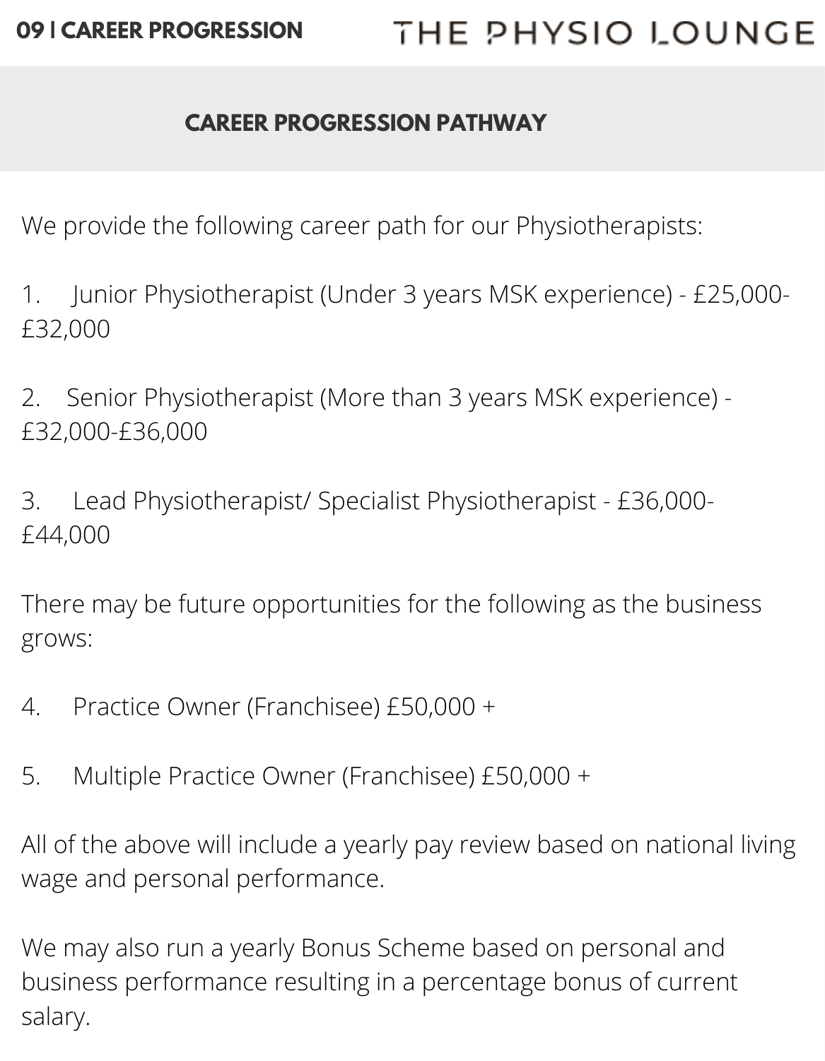## CAREER PROGRESSION PATHWAY

We provide the following career path for our Physiotherapists:

1. Junior Physiotherapist (Under 3 years MSK experience) - £25,000-£32,000

2. Senior Physiotherapist (More than 3 years MSK experience) - £32,000-£36,000

3. Lead Physiotherapist/ Specialist Physiotherapist - £36,000-£44,000

There may be future opportunities for the following as the business grows:

4. Practice Owner (Franchisee) £50,000 +

5. Multiple Practice Owner (Franchisee) £50,000 +

All of the above will include a yearly pay review based on national living wage and personal performance.

We may also run a yearly Bonus Scheme based on personal and business performance resulting in a percentage bonus of current salary.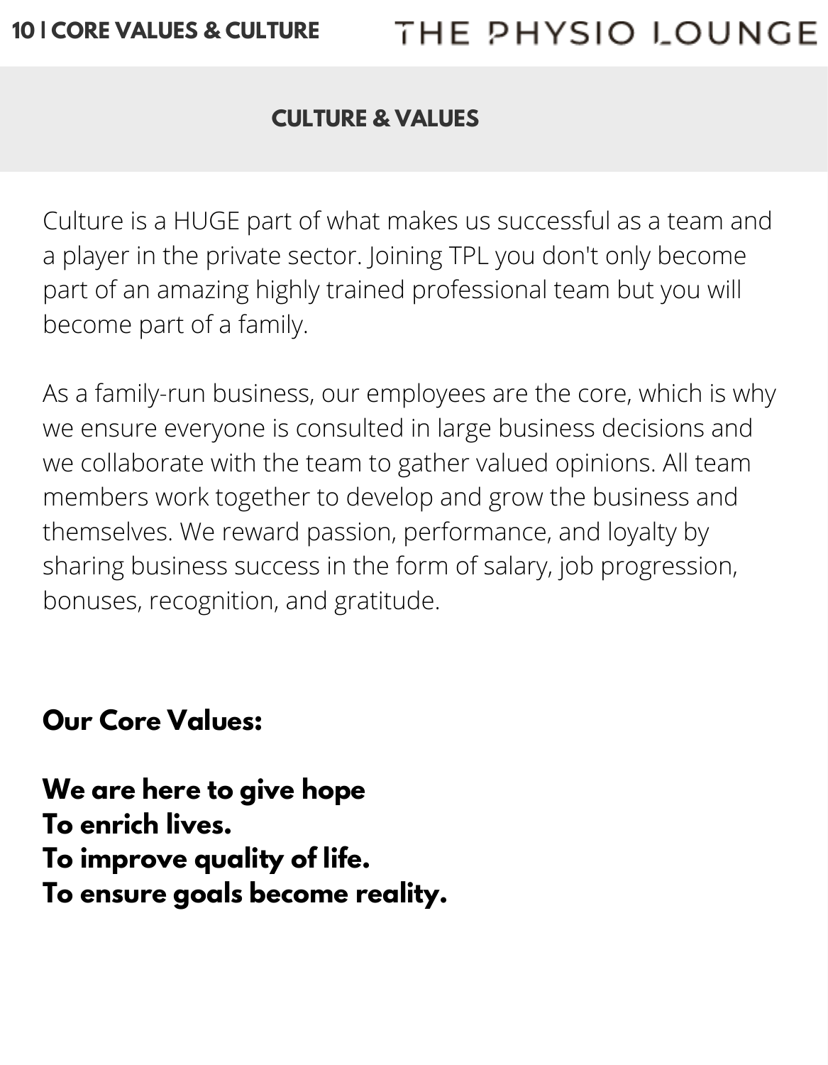## CULTURE & VALUES

Culture is a HUGE part of what makes us successful as a team and a player in the private sector. Joining TPL you don't only become part of an amazing highly trained professional team but you will become part of a family.

As a family-run business, our employees are the core, which is why we ensure everyone is consulted in large business decisions and we collaborate with the team to gather valued opinions. All team members work together to develop and grow the business and themselves. We reward passion, performance, and loyalty by sharing business success in the form of salary, job progression, bonuses, recognition, and gratitude.

**Our Core Values:**

**We are here to give hope**
**To enrich lives.**
**To improve quality of life.**
**To ensure goals become reality.**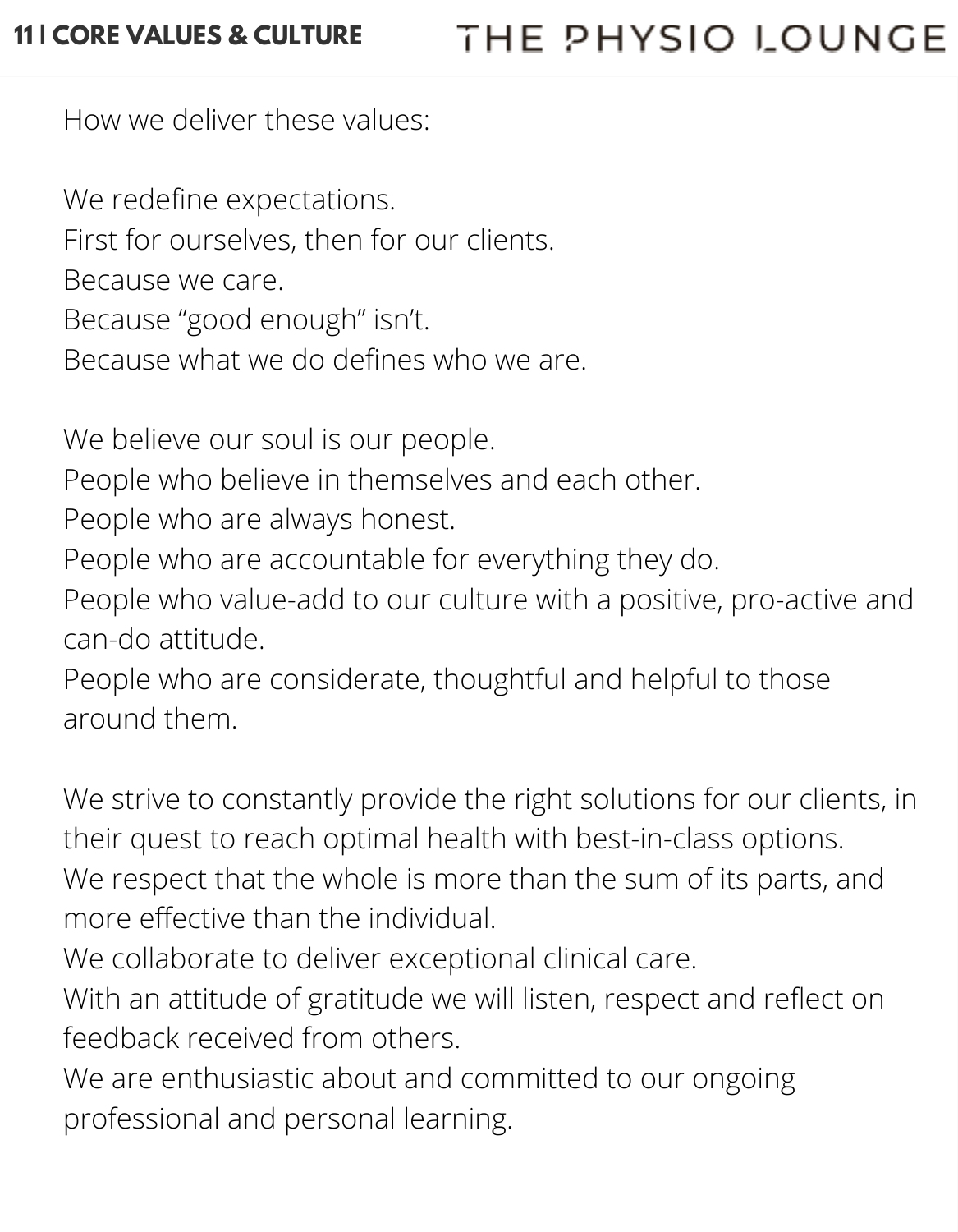How we deliver these values:

We redefine expectations.
First for ourselves, then for our clients.
Because we care.
Because "good enough" isn't.
Because what we do defines who we are.

We believe our soul is our people.
People who believe in themselves and each other.
People who are always honest.
People who are accountable for everything they do.
People who value-add to our culture with a positive, pro-active and can-do attitude.
People who are considerate, thoughtful and helpful to those around them.

We strive to constantly provide the right solutions for our clients, in their quest to reach optimal health with best-in-class options.
We respect that the whole is more than the sum of its parts, and more effective than the individual.
We collaborate to deliver exceptional clinical care.
With an attitude of gratitude we will listen, respect and reflect on feedback received from others.
We are enthusiastic about and committed to our ongoing professional and personal learning.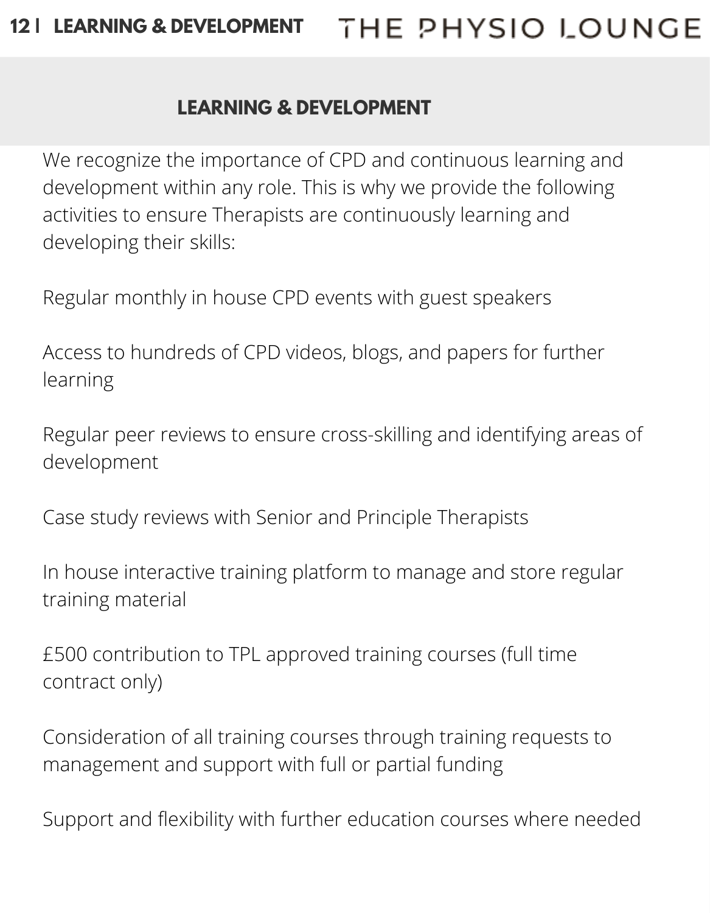## LEARNING & DEVELOPMENT

We recognize the importance of CPD and continuous learning and development within any role. This is why we provide the following activities to ensure Therapists are continuously learning and developing their skills:

Regular monthly in house CPD events with guest speakers

Access to hundreds of CPD videos, blogs, and papers for further learning

Regular peer reviews to ensure cross-skilling and identifying areas of development

Case study reviews with Senior and Principle Therapists

In house interactive training platform to manage and store regular training material

£500 contribution to TPL approved training courses (full time contract only)

Consideration of all training courses through training requests to management and support with full or partial funding

Support and flexibility with further education courses where needed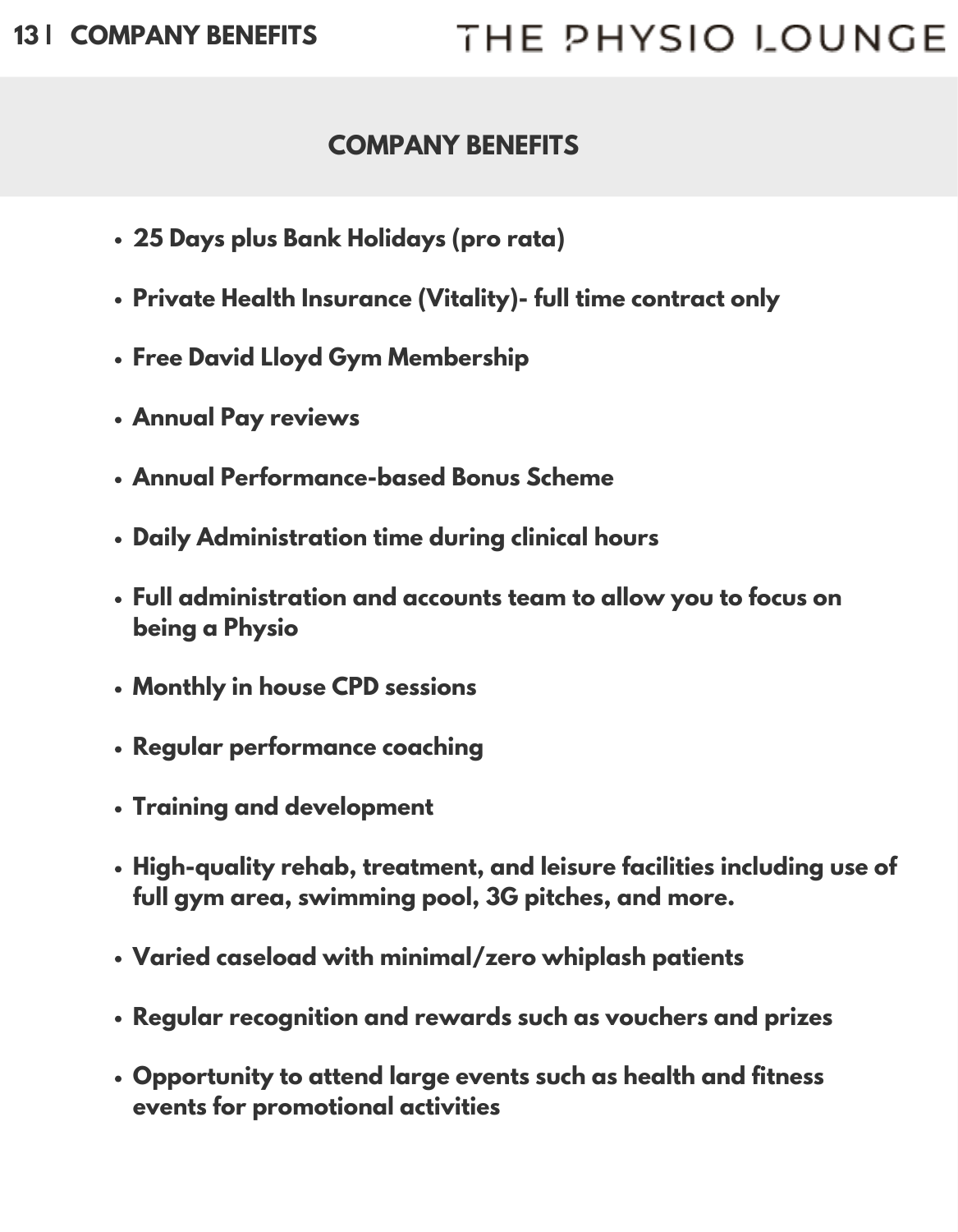## COMPANY BENEFITS

- **25 Days plus Bank Holidays (pro rata)**
- **Private Health Insurance (Vitality)- full time contract only**
- **Free David Lloyd Gym Membership**
- **Annual Pay reviews**
- **Annual Performance-based Bonus Scheme**
- **Daily Administration time during clinical hours**
- **Full administration and accounts team to allow you to focus on being a Physio**
- **Monthly in house CPD sessions**
- **Regular performance coaching**
- **Training and development**
- **High-quality rehab, treatment, and leisure facilities including use of full gym area, swimming pool, 3G pitches, and more.**
- **Varied caseload with minimal/zero whiplash patients**
- **Regular recognition and rewards such as vouchers and prizes**
- **Opportunity to attend large events such as health and fitness events for promotional activities**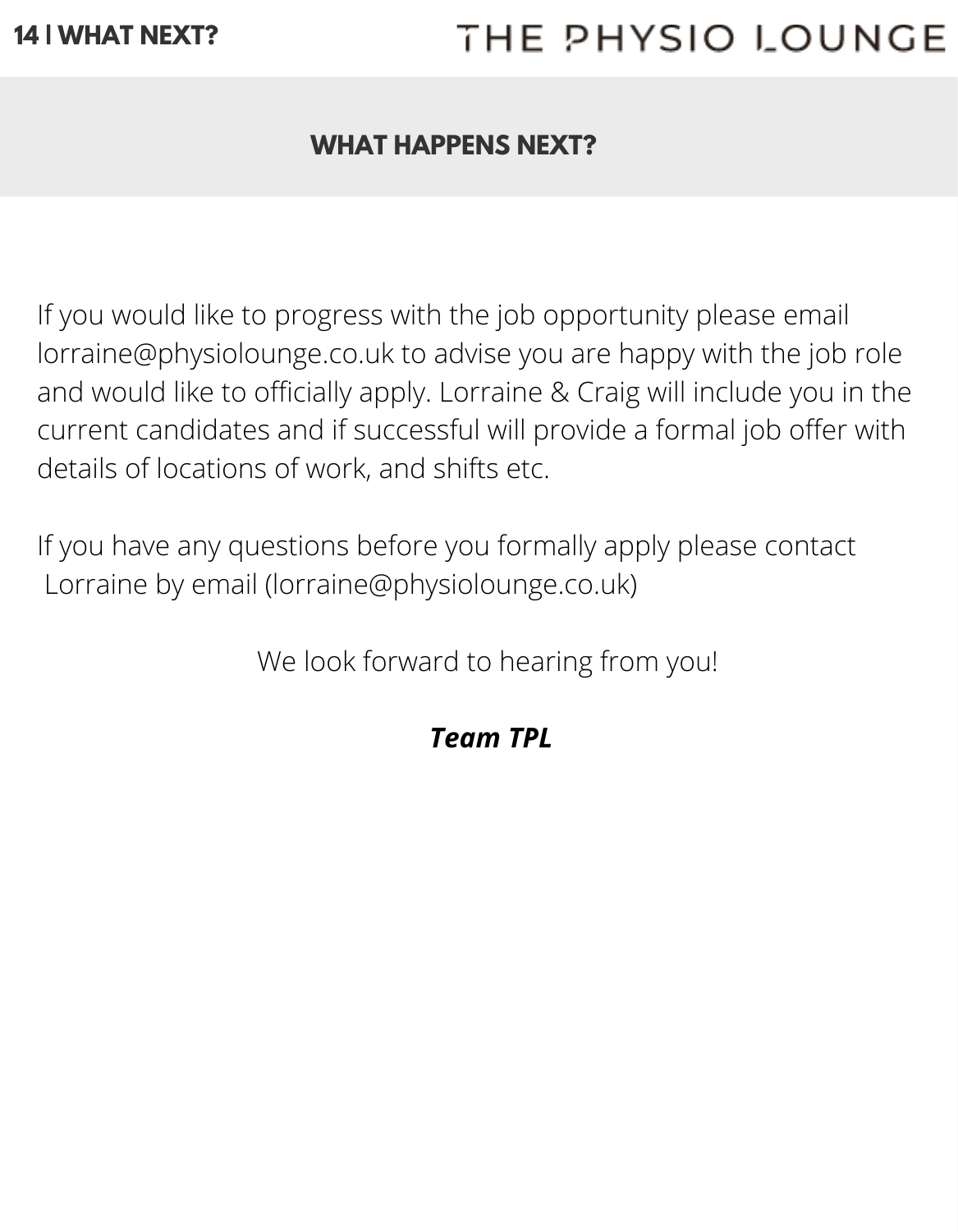## WHAT HAPPENS NEXT?

If you would like to progress with the job opportunity please email lorraine@physiolounge.co.uk to advise you are happy with the job role and would like to officially apply. Lorraine & Craig will include you in the current candidates and if successful will provide a formal job offer with details of locations of work, and shifts etc.

If you have any questions before you formally apply please contact Lorraine by email (lorraine@physiolounge.co.uk)

We look forward to hearing from you!

***Team TPL***